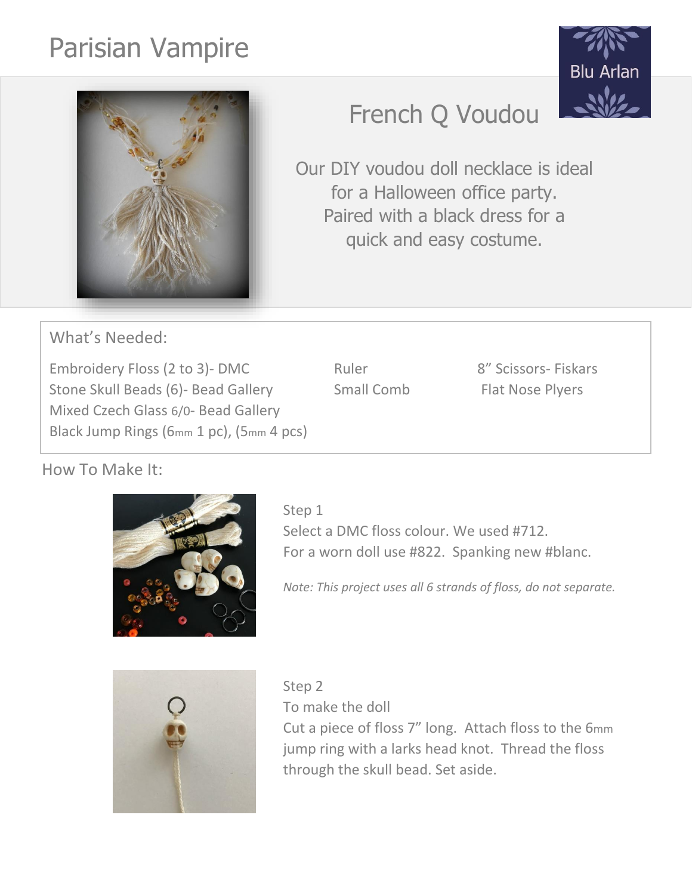# Parisian Vampire

Blu Arlan

## French Q Voudou

Our DIY voudou doll necklace is ideal for a Halloween office party. Paired with a black dress for a quick and easy costume.

### What's Needed:

| | | |
|---|---|---|
| Embroidery Floss (2 to 3)- DMC | Ruler | 8" Scissors- Fiskars |
| Stone Skull Beads (6)- Bead Gallery | Small Comb | Flat Nose Plyers |
| Mixed Czech Glass 6/0- Bead Gallery | | |
| Black Jump Rings (6mm 1 pc), (5mm 4 pcs) | | |

### How To Make It:

Step 1

Select a DMC floss colour. We used #712.
For a worn doll use #822. Spanking new #blanc.

*Note: This project uses all 6 strands of floss, do not separate.*

Step 2

To make the doll

Cut a piece of floss 7" long. Attach floss to the 6mm jump ring with a larks head knot. Thread the floss through the skull bead. Set aside.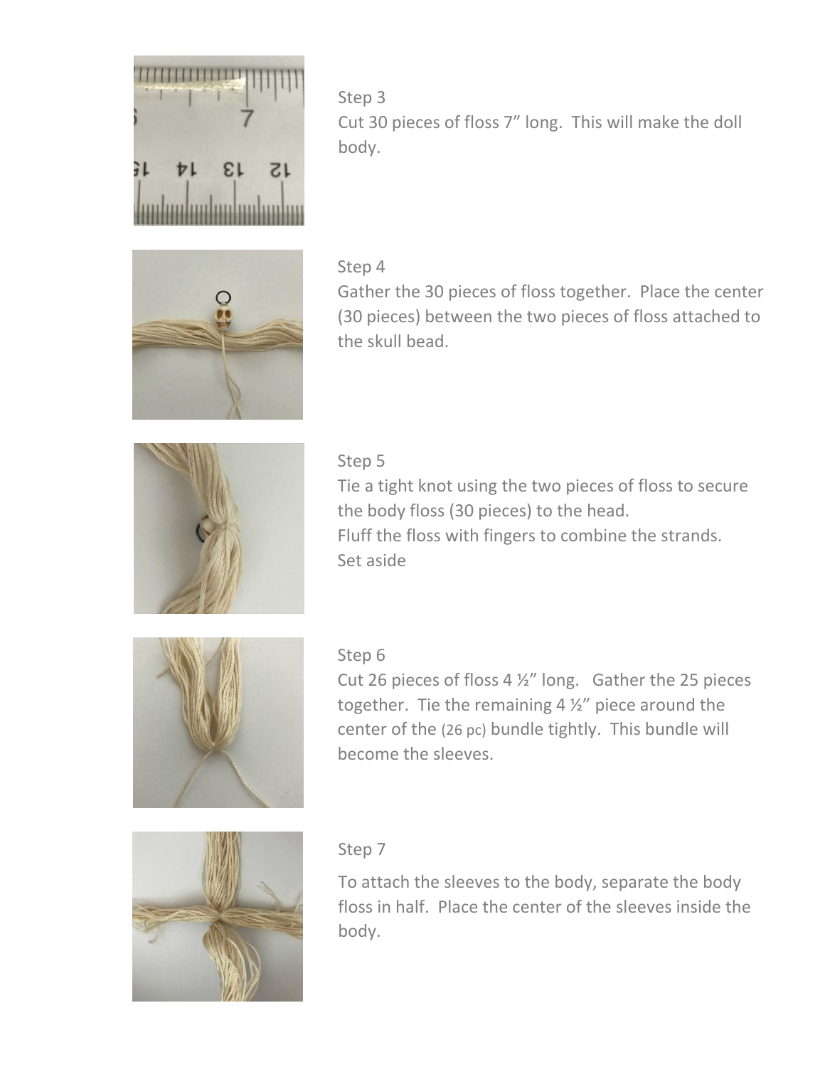Step 3

Cut 30 pieces of floss 7” long.  This will make the doll body.

Step 4

Gather the 30 pieces of floss together.  Place the center (30 pieces) between the two pieces of floss attached to the skull bead.

Step 5

Tie a tight knot using the two pieces of floss to secure the body floss (30 pieces) to the head.
Fluff the floss with fingers to combine the strands.
Set aside

Step 6

Cut 26 pieces of floss 4 ½” long.   Gather the 25 pieces together.  Tie the remaining 4 ½” piece around the center of the (26 pc) bundle tightly.  This bundle will become the sleeves.

Step 7

To attach the sleeves to the body, separate the body floss in half.  Place the center of the sleeves inside the body.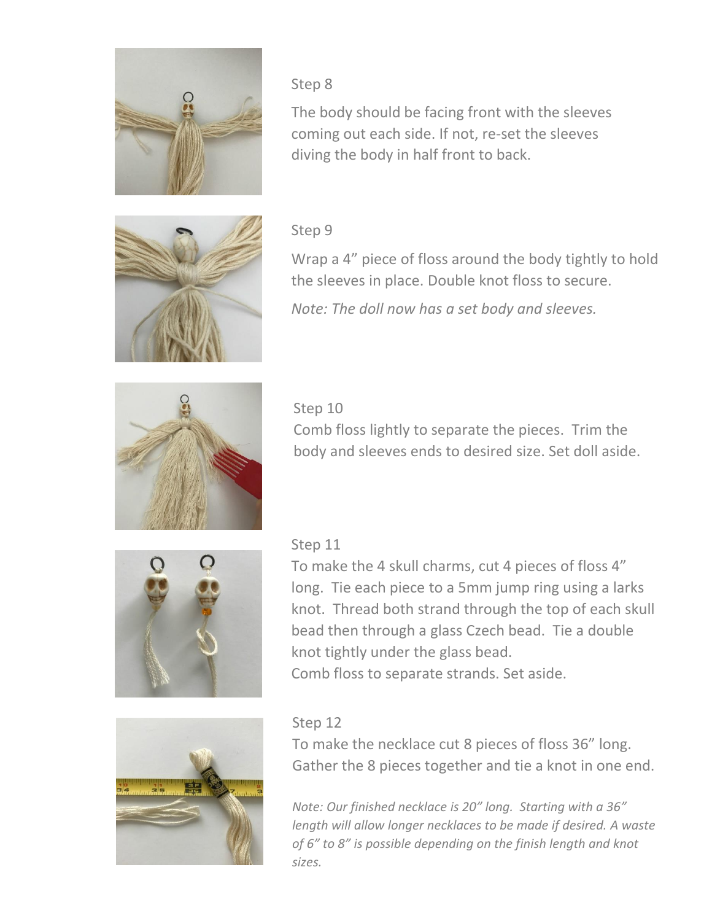Step 8

The body should be facing front with the sleeves coming out each side. If not, re-set the sleeves diving the body in half front to back.

Step 9

Wrap a 4" piece of floss around the body tightly to hold the sleeves in place. Double knot floss to secure.

*Note: The doll now has a set body and sleeves.*

Step 10

Comb floss lightly to separate the pieces. Trim the body and sleeves ends to desired size. Set doll aside.

Step 11

To make the 4 skull charms, cut 4 pieces of floss 4" long. Tie each piece to a 5mm jump ring using a larks knot. Thread both strand through the top of each skull bead then through a glass Czech bead. Tie a double knot tightly under the glass bead.
Comb floss to separate strands. Set aside.

Step 12

To make the necklace cut 8 pieces of floss 36" long. Gather the 8 pieces together and tie a knot in one end.

*Note: Our finished necklace is 20" long. Starting with a 36" length will allow longer necklaces to be made if desired. A waste of 6" to 8" is possible depending on the finish length and knot sizes.*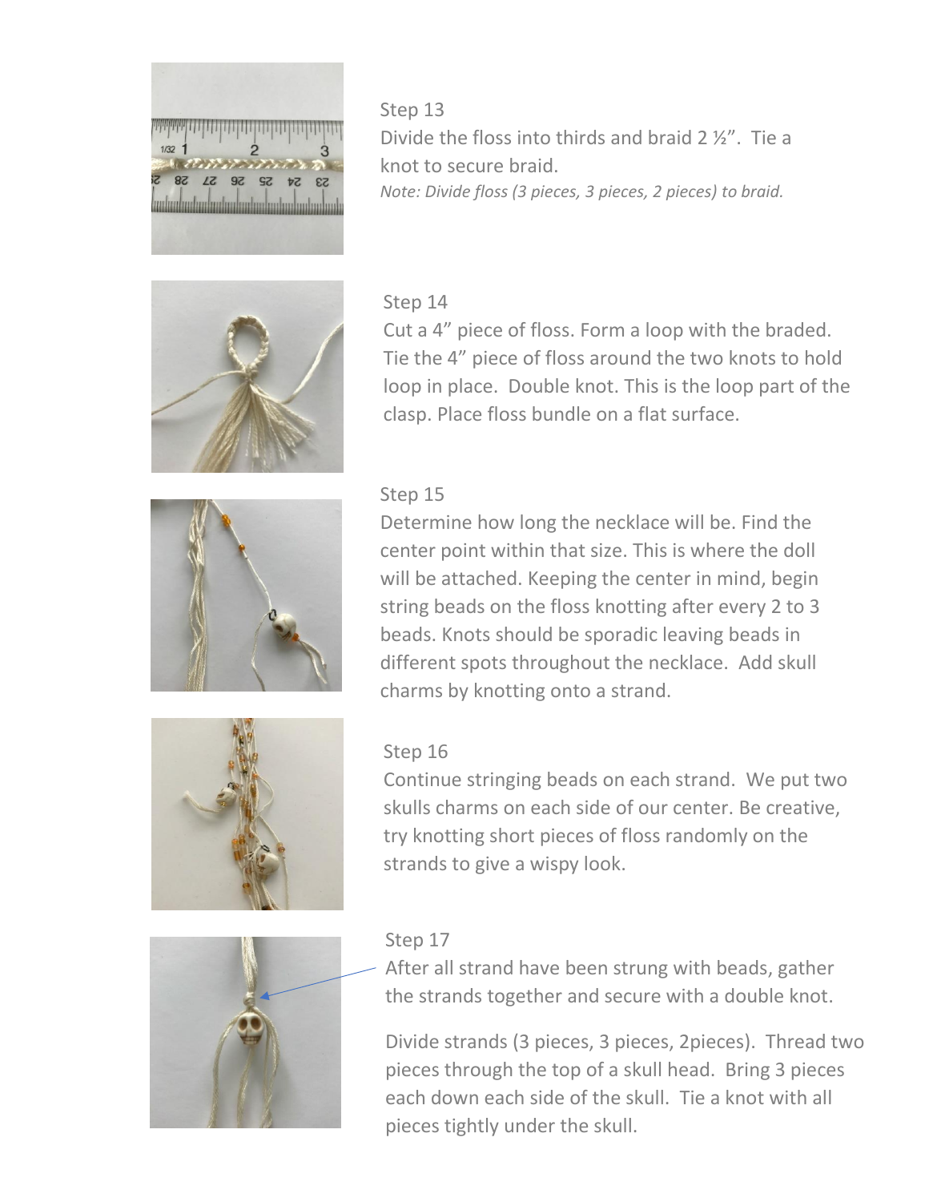Step 13

Divide the floss into thirds and braid 2 ½”. Tie a knot to secure braid.

*Note: Divide floss (3 pieces, 3 pieces, 2 pieces) to braid.*

Step 14

Cut a 4” piece of floss. Form a loop with the braded. Tie the 4” piece of floss around the two knots to hold loop in place. Double knot. This is the loop part of the clasp. Place floss bundle on a flat surface.

Step 15

Determine how long the necklace will be. Find the center point within that size. This is where the doll will be attached. Keeping the center in mind, begin string beads on the floss knotting after every 2 to 3 beads. Knots should be sporadic leaving beads in different spots throughout the necklace. Add skull charms by knotting onto a strand.

Step 16

Continue stringing beads on each strand. We put two skulls charms on each side of our center. Be creative, try knotting short pieces of floss randomly on the strands to give a wispy look.

Step 17

After all strand have been strung with beads, gather the strands together and secure with a double knot.

Divide strands (3 pieces, 3 pieces, 2pieces). Thread two pieces through the top of a skull head. Bring 3 pieces each down each side of the skull. Tie a knot with all pieces tightly under the skull.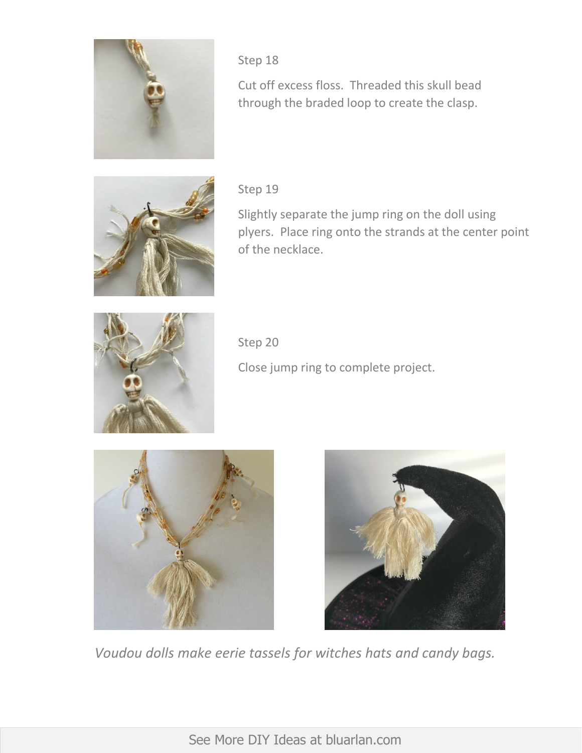Step 18

Cut off excess floss. Threaded this skull bead through the braded loop to create the clasp.

Step 19

Slightly separate the jump ring on the doll using plyers. Place ring onto the strands at the center point of the necklace.

Step 20

Close jump ring to complete project.

*Voudou dolls make eerie tassels for witches hats and candy bags.*

See More DIY Ideas at bluarlan.com